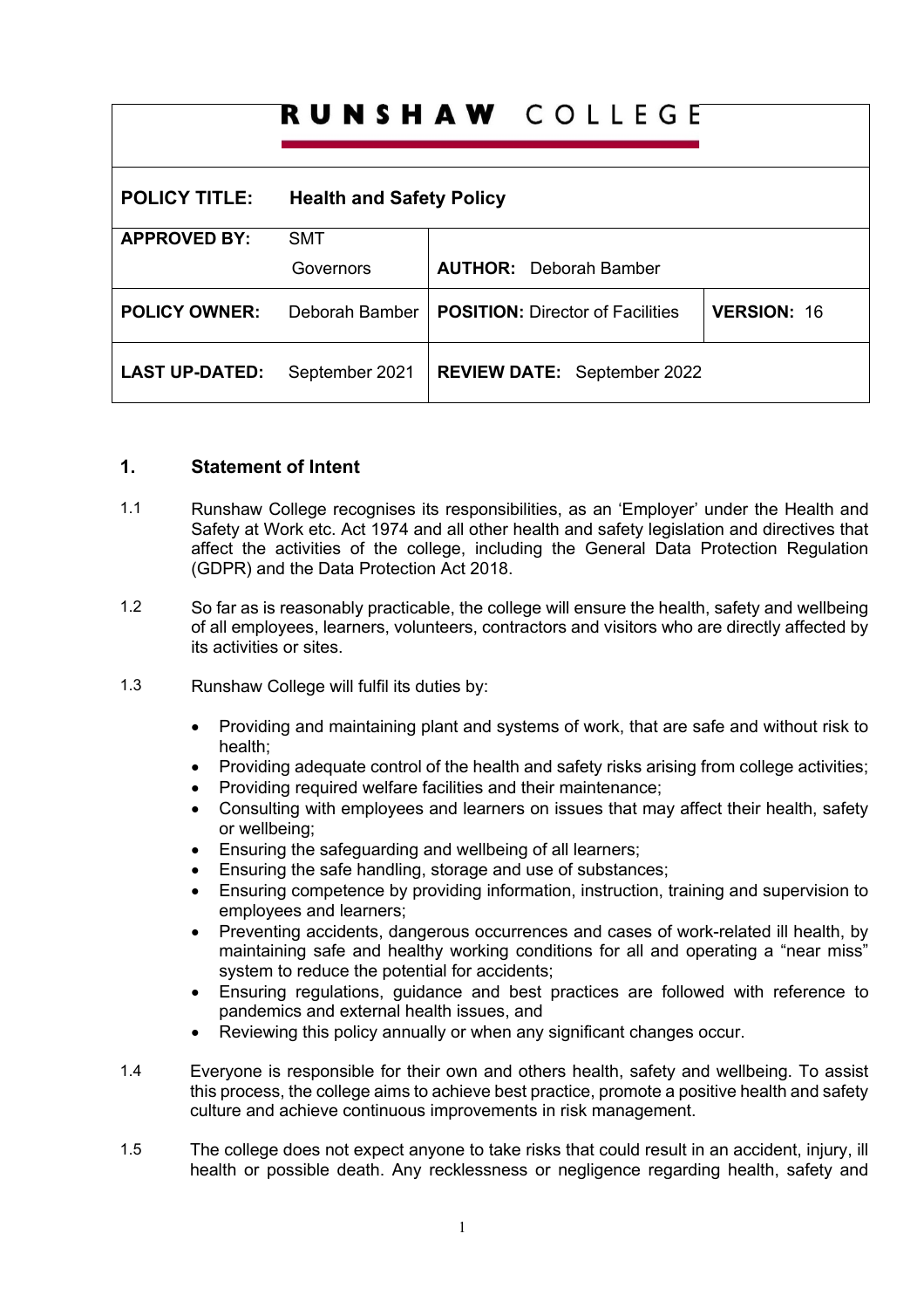# RUNSHAW COLLEGE

| POLICY TITLE: | Health and Safety Policy | | |
|---|---|---|---|
| APPROVED BY: | SMT<br>Governors | AUTHOR: Deborah Bamber | |
| POLICY OWNER: | Deborah Bamber | POSITION: Director of Facilities | VERSION: 16 |
| LAST UP-DATED: | September 2021 | REVIEW DATE: September 2022 | |

## 1. Statement of Intent

1.1 Runshaw College recognises its responsibilities, as an 'Employer' under the Health and Safety at Work etc. Act 1974 and all other health and safety legislation and directives that affect the activities of the college, including the General Data Protection Regulation (GDPR) and the Data Protection Act 2018.

1.2 So far as is reasonably practicable, the college will ensure the health, safety and wellbeing of all employees, learners, volunteers, contractors and visitors who are directly affected by its activities or sites.

1.3 Runshaw College will fulfil its duties by:

- Providing and maintaining plant and systems of work, that are safe and without risk to health;
- Providing adequate control of the health and safety risks arising from college activities;
- Providing required welfare facilities and their maintenance;
- Consulting with employees and learners on issues that may affect their health, safety or wellbeing;
- Ensuring the safeguarding and wellbeing of all learners;
- Ensuring the safe handling, storage and use of substances;
- Ensuring competence by providing information, instruction, training and supervision to employees and learners;
- Preventing accidents, dangerous occurrences and cases of work-related ill health, by maintaining safe and healthy working conditions for all and operating a "near miss" system to reduce the potential for accidents;
- Ensuring regulations, guidance and best practices are followed with reference to pandemics and external health issues, and
- Reviewing this policy annually or when any significant changes occur.

1.4 Everyone is responsible for their own and others health, safety and wellbeing. To assist this process, the college aims to achieve best practice, promote a positive health and safety culture and achieve continuous improvements in risk management.

1.5 The college does not expect anyone to take risks that could result in an accident, injury, ill health or possible death. Any recklessness or negligence regarding health, safety and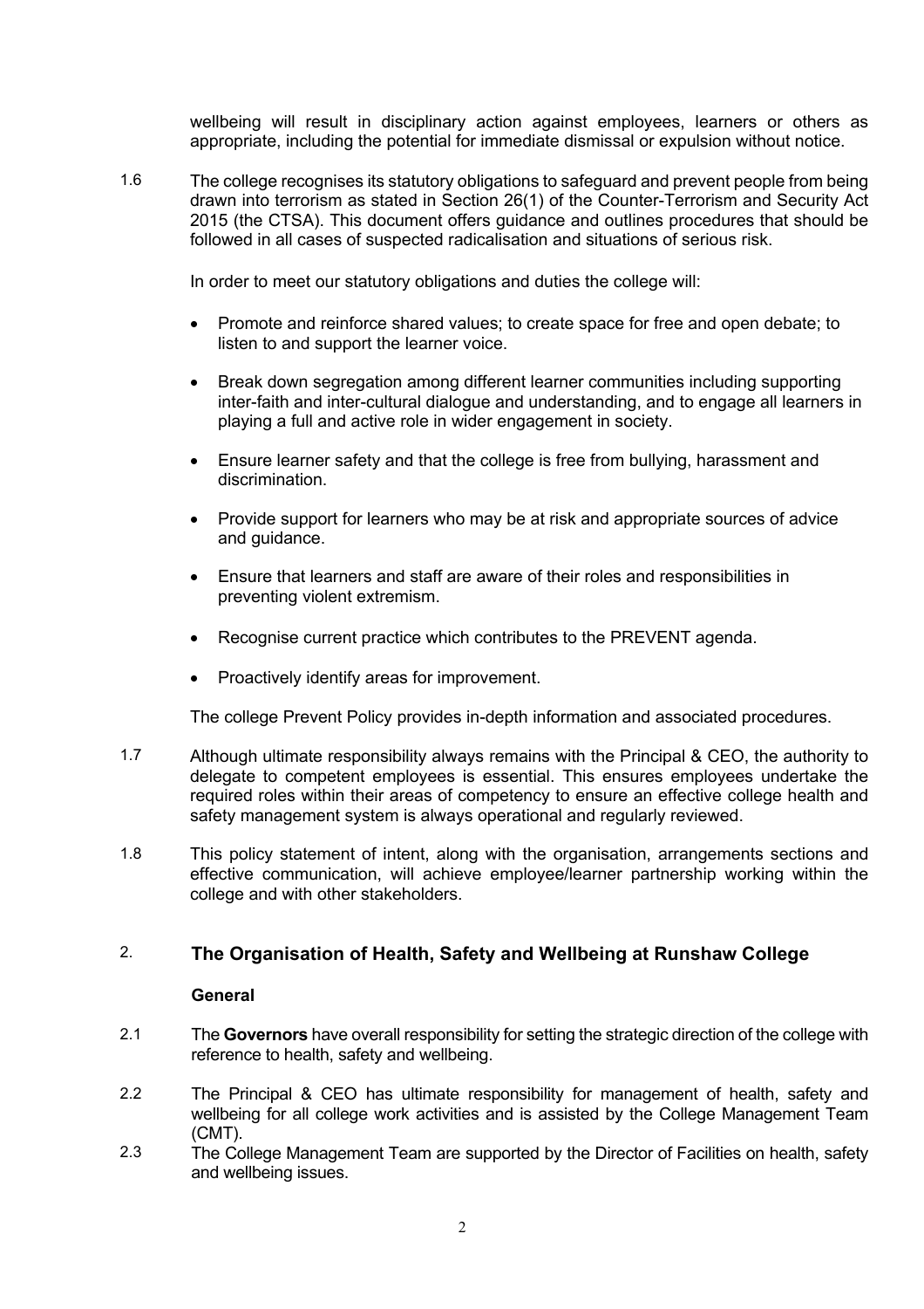wellbeing will result in disciplinary action against employees, learners or others as appropriate, including the potential for immediate dismissal or expulsion without notice.

1.6 The college recognises its statutory obligations to safeguard and prevent people from being drawn into terrorism as stated in Section 26(1) of the Counter-Terrorism and Security Act 2015 (the CTSA). This document offers guidance and outlines procedures that should be followed in all cases of suspected radicalisation and situations of serious risk.

In order to meet our statutory obligations and duties the college will:

- Promote and reinforce shared values; to create space for free and open debate; to listen to and support the learner voice.
- Break down segregation among different learner communities including supporting inter-faith and inter-cultural dialogue and understanding, and to engage all learners in playing a full and active role in wider engagement in society.
- Ensure learner safety and that the college is free from bullying, harassment and discrimination.
- Provide support for learners who may be at risk and appropriate sources of advice and guidance.
- Ensure that learners and staff are aware of their roles and responsibilities in preventing violent extremism.
- Recognise current practice which contributes to the PREVENT agenda.
- Proactively identify areas for improvement.

The college Prevent Policy provides in-depth information and associated procedures.

1.7 Although ultimate responsibility always remains with the Principal & CEO, the authority to delegate to competent employees is essential. This ensures employees undertake the required roles within their areas of competency to ensure an effective college health and safety management system is always operational and regularly reviewed.

1.8 This policy statement of intent, along with the organisation, arrangements sections and effective communication, will achieve employee/learner partnership working within the college and with other stakeholders.

## 2. The Organisation of Health, Safety and Wellbeing at Runshaw College

**General**

2.1 The **Governors** have overall responsibility for setting the strategic direction of the college with reference to health, safety and wellbeing.

2.2 The Principal & CEO has ultimate responsibility for management of health, safety and wellbeing for all college work activities and is assisted by the College Management Team (CMT).

2.3 The College Management Team are supported by the Director of Facilities on health, safety and wellbeing issues.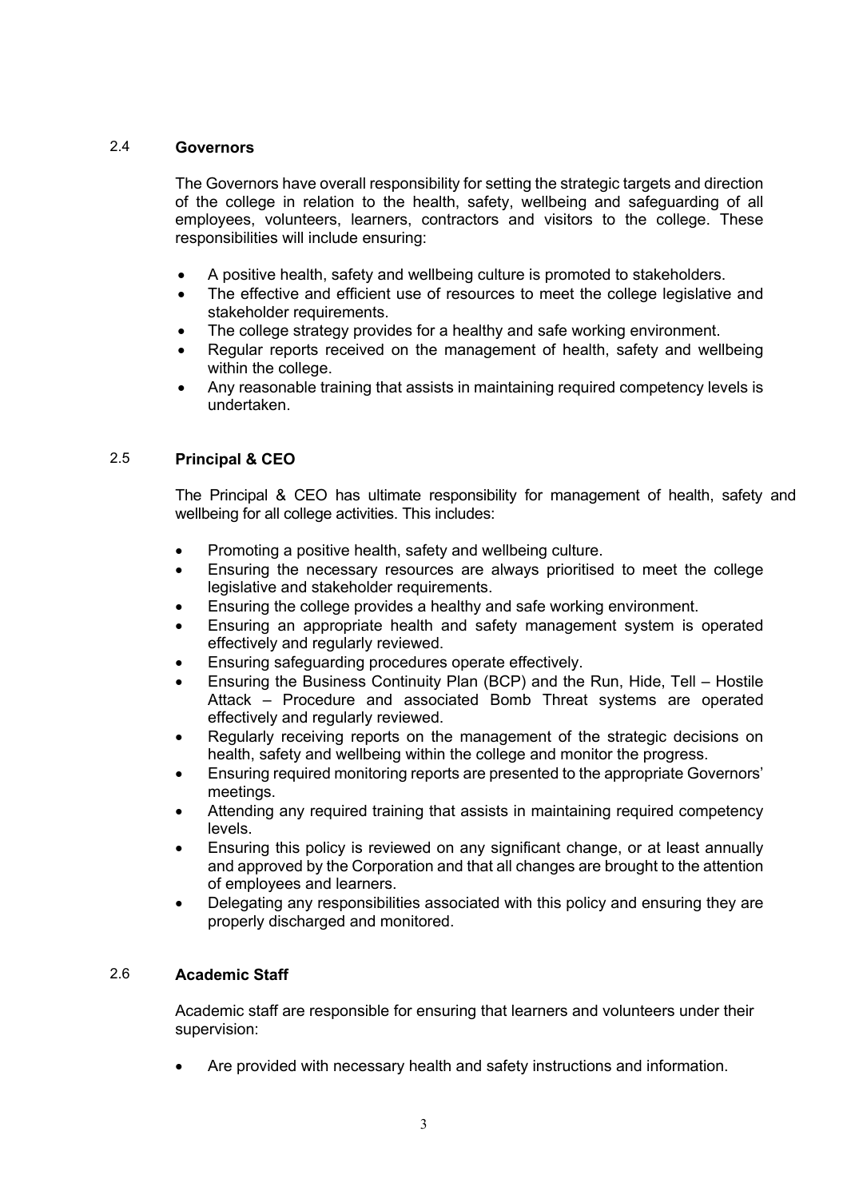### 2.4 Governors

The Governors have overall responsibility for setting the strategic targets and direction of the college in relation to the health, safety, wellbeing and safeguarding of all employees, volunteers, learners, contractors and visitors to the college. These responsibilities will include ensuring:

- A positive health, safety and wellbeing culture is promoted to stakeholders.
- The effective and efficient use of resources to meet the college legislative and stakeholder requirements.
- The college strategy provides for a healthy and safe working environment.
- Regular reports received on the management of health, safety and wellbeing within the college.
- Any reasonable training that assists in maintaining required competency levels is undertaken.

### 2.5 Principal & CEO

The Principal & CEO has ultimate responsibility for management of health, safety and wellbeing for all college activities. This includes:

- Promoting a positive health, safety and wellbeing culture.
- Ensuring the necessary resources are always prioritised to meet the college legislative and stakeholder requirements.
- Ensuring the college provides a healthy and safe working environment.
- Ensuring an appropriate health and safety management system is operated effectively and regularly reviewed.
- Ensuring safeguarding procedures operate effectively.
- Ensuring the Business Continuity Plan (BCP) and the Run, Hide, Tell – Hostile Attack – Procedure and associated Bomb Threat systems are operated effectively and regularly reviewed.
- Regularly receiving reports on the management of the strategic decisions on health, safety and wellbeing within the college and monitor the progress.
- Ensuring required monitoring reports are presented to the appropriate Governors' meetings.
- Attending any required training that assists in maintaining required competency levels.
- Ensuring this policy is reviewed on any significant change, or at least annually and approved by the Corporation and that all changes are brought to the attention of employees and learners.
- Delegating any responsibilities associated with this policy and ensuring they are properly discharged and monitored.

### 2.6 Academic Staff

Academic staff are responsible for ensuring that learners and volunteers under their supervision:

- Are provided with necessary health and safety instructions and information.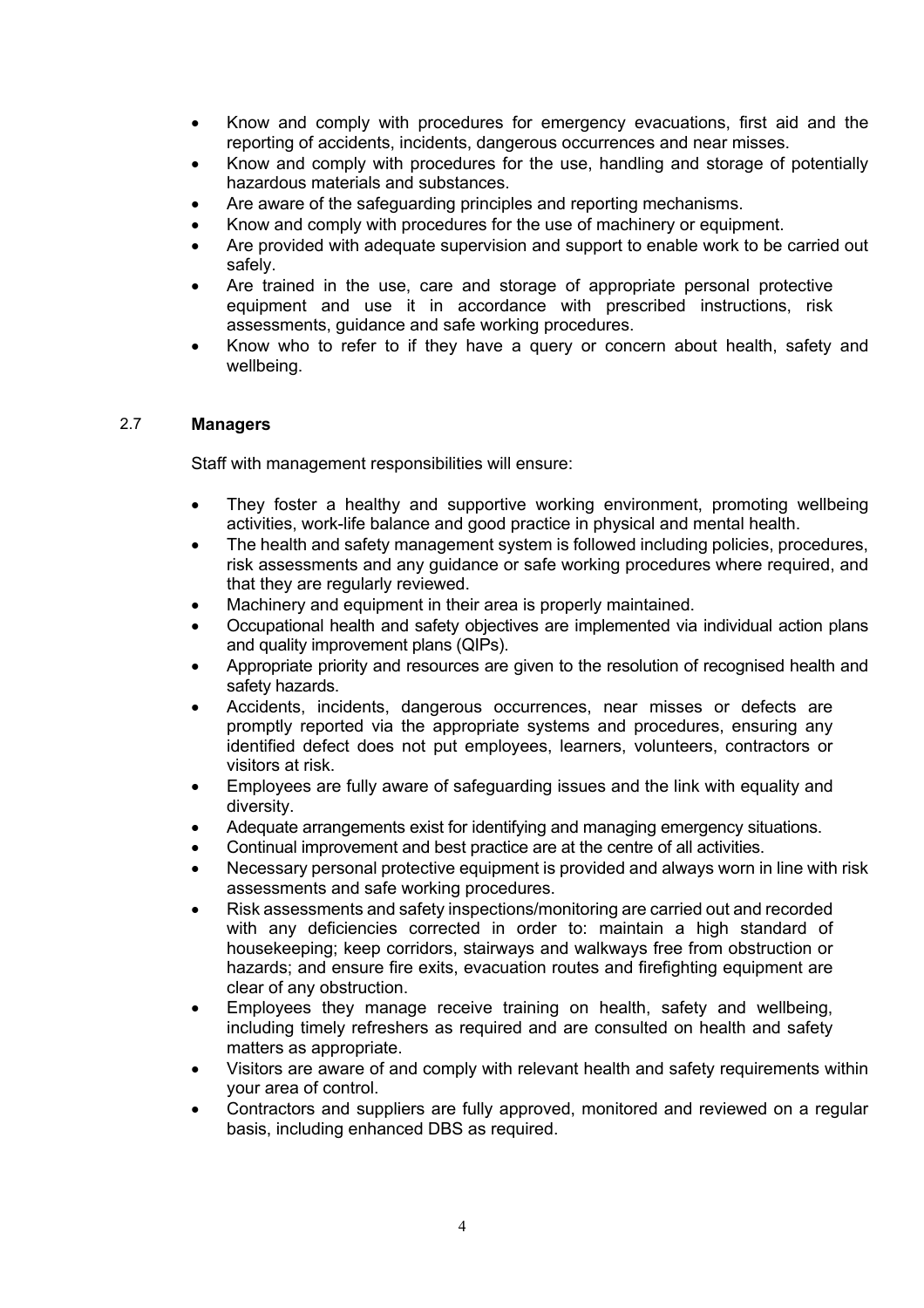- Know and comply with procedures for emergency evacuations, first aid and the reporting of accidents, incidents, dangerous occurrences and near misses.
- Know and comply with procedures for the use, handling and storage of potentially hazardous materials and substances.
- Are aware of the safeguarding principles and reporting mechanisms.
- Know and comply with procedures for the use of machinery or equipment.
- Are provided with adequate supervision and support to enable work to be carried out safely.
- Are trained in the use, care and storage of appropriate personal protective equipment and use it in accordance with prescribed instructions, risk assessments, guidance and safe working procedures.
- Know who to refer to if they have a query or concern about health, safety and wellbeing.

### 2.7 **Managers**

Staff with management responsibilities will ensure:

- They foster a healthy and supportive working environment, promoting wellbeing activities, work-life balance and good practice in physical and mental health.
- The health and safety management system is followed including policies, procedures, risk assessments and any guidance or safe working procedures where required, and that they are regularly reviewed.
- Machinery and equipment in their area is properly maintained.
- Occupational health and safety objectives are implemented via individual action plans and quality improvement plans (QIPs).
- Appropriate priority and resources are given to the resolution of recognised health and safety hazards.
- Accidents, incidents, dangerous occurrences, near misses or defects are promptly reported via the appropriate systems and procedures, ensuring any identified defect does not put employees, learners, volunteers, contractors or visitors at risk.
- Employees are fully aware of safeguarding issues and the link with equality and diversity.
- Adequate arrangements exist for identifying and managing emergency situations.
- Continual improvement and best practice are at the centre of all activities.
- Necessary personal protective equipment is provided and always worn in line with risk assessments and safe working procedures.
- Risk assessments and safety inspections/monitoring are carried out and recorded with any deficiencies corrected in order to: maintain a high standard of housekeeping; keep corridors, stairways and walkways free from obstruction or hazards; and ensure fire exits, evacuation routes and firefighting equipment are clear of any obstruction.
- Employees they manage receive training on health, safety and wellbeing, including timely refreshers as required and are consulted on health and safety matters as appropriate.
- Visitors are aware of and comply with relevant health and safety requirements within your area of control.
- Contractors and suppliers are fully approved, monitored and reviewed on a regular basis, including enhanced DBS as required.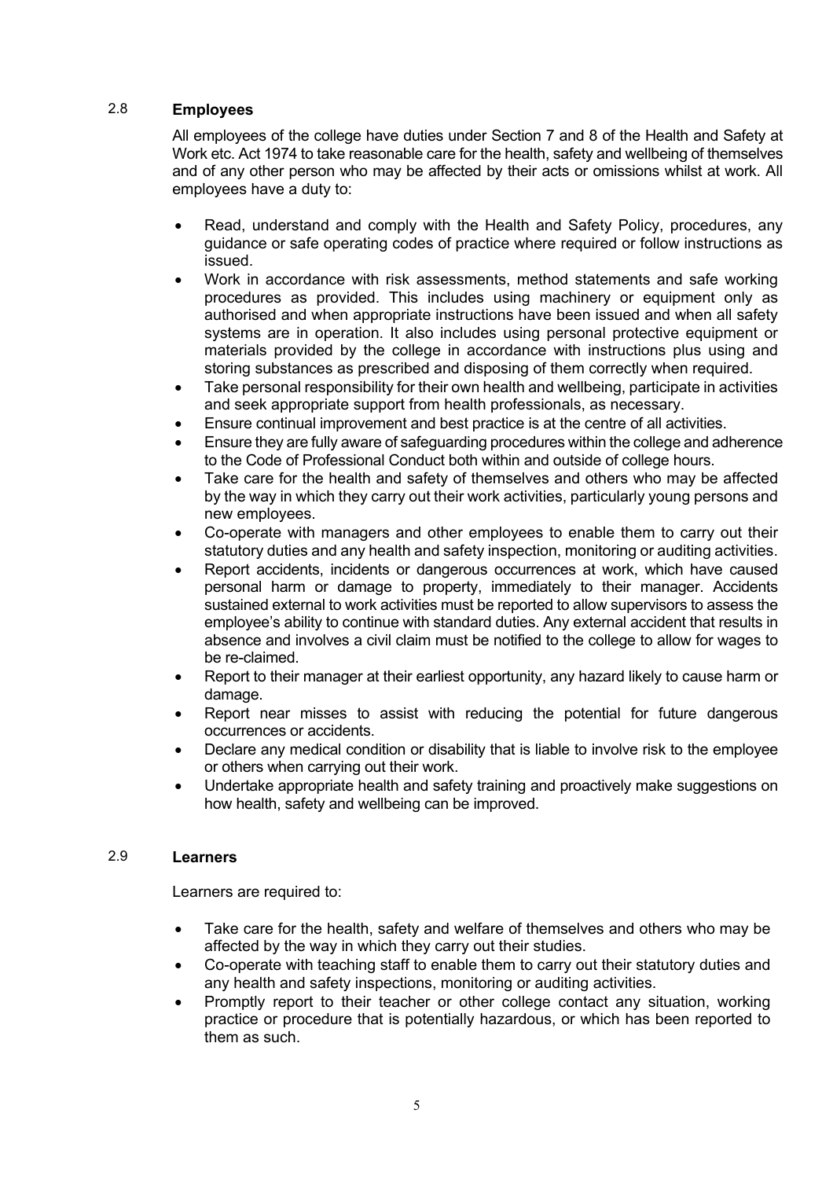## 2.8 Employees

All employees of the college have duties under Section 7 and 8 of the Health and Safety at Work etc. Act 1974 to take reasonable care for the health, safety and wellbeing of themselves and of any other person who may be affected by their acts or omissions whilst at work. All employees have a duty to:

- Read, understand and comply with the Health and Safety Policy, procedures, any guidance or safe operating codes of practice where required or follow instructions as issued.
- Work in accordance with risk assessments, method statements and safe working procedures as provided. This includes using machinery or equipment only as authorised and when appropriate instructions have been issued and when all safety systems are in operation. It also includes using personal protective equipment or materials provided by the college in accordance with instructions plus using and storing substances as prescribed and disposing of them correctly when required.
- Take personal responsibility for their own health and wellbeing, participate in activities and seek appropriate support from health professionals, as necessary.
- Ensure continual improvement and best practice is at the centre of all activities.
- Ensure they are fully aware of safeguarding procedures within the college and adherence to the Code of Professional Conduct both within and outside of college hours.
- Take care for the health and safety of themselves and others who may be affected by the way in which they carry out their work activities, particularly young persons and new employees.
- Co-operate with managers and other employees to enable them to carry out their statutory duties and any health and safety inspection, monitoring or auditing activities.
- Report accidents, incidents or dangerous occurrences at work, which have caused personal harm or damage to property, immediately to their manager. Accidents sustained external to work activities must be reported to allow supervisors to assess the employee's ability to continue with standard duties. Any external accident that results in absence and involves a civil claim must be notified to the college to allow for wages to be re-claimed.
- Report to their manager at their earliest opportunity, any hazard likely to cause harm or damage.
- Report near misses to assist with reducing the potential for future dangerous occurrences or accidents.
- Declare any medical condition or disability that is liable to involve risk to the employee or others when carrying out their work.
- Undertake appropriate health and safety training and proactively make suggestions on how health, safety and wellbeing can be improved.

## 2.9 Learners

Learners are required to:

- Take care for the health, safety and welfare of themselves and others who may be affected by the way in which they carry out their studies.
- Co-operate with teaching staff to enable them to carry out their statutory duties and any health and safety inspections, monitoring or auditing activities.
- Promptly report to their teacher or other college contact any situation, working practice or procedure that is potentially hazardous, or which has been reported to them as such.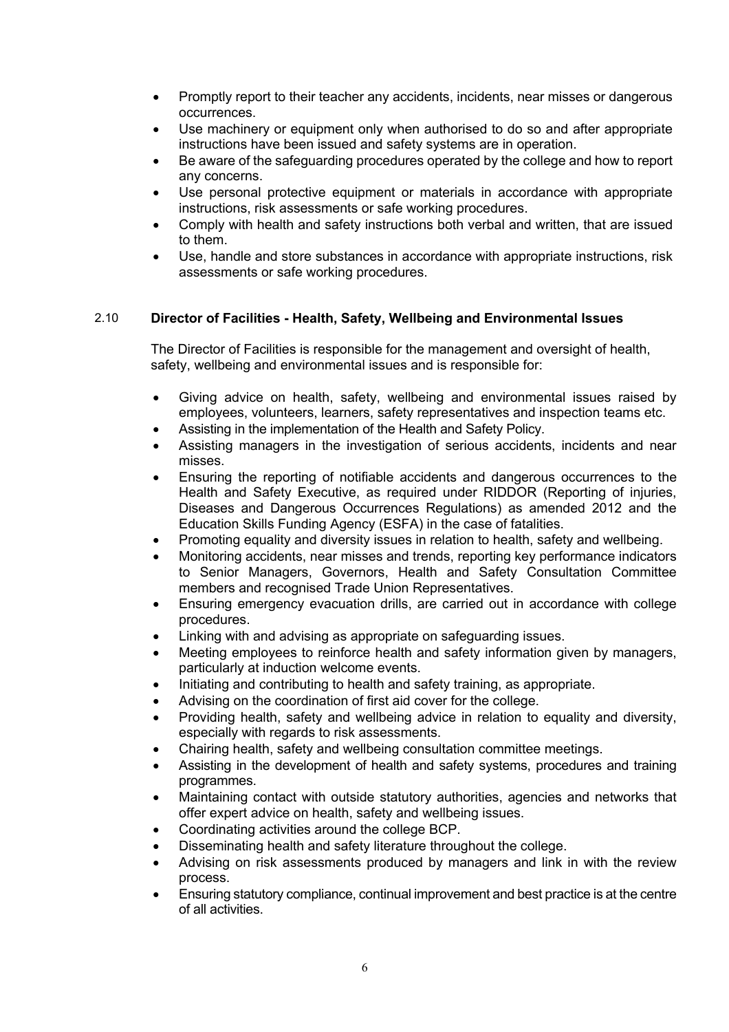- Promptly report to their teacher any accidents, incidents, near misses or dangerous occurrences.
- Use machinery or equipment only when authorised to do so and after appropriate instructions have been issued and safety systems are in operation.
- Be aware of the safeguarding procedures operated by the college and how to report any concerns.
- Use personal protective equipment or materials in accordance with appropriate instructions, risk assessments or safe working procedures.
- Comply with health and safety instructions both verbal and written, that are issued to them.
- Use, handle and store substances in accordance with appropriate instructions, risk assessments or safe working procedures.

### 2.10 Director of Facilities - Health, Safety, Wellbeing and Environmental Issues

The Director of Facilities is responsible for the management and oversight of health, safety, wellbeing and environmental issues and is responsible for:

- Giving advice on health, safety, wellbeing and environmental issues raised by employees, volunteers, learners, safety representatives and inspection teams etc.
- Assisting in the implementation of the Health and Safety Policy.
- Assisting managers in the investigation of serious accidents, incidents and near misses.
- Ensuring the reporting of notifiable accidents and dangerous occurrences to the Health and Safety Executive, as required under RIDDOR (Reporting of injuries, Diseases and Dangerous Occurrences Regulations) as amended 2012 and the Education Skills Funding Agency (ESFA) in the case of fatalities.
- Promoting equality and diversity issues in relation to health, safety and wellbeing.
- Monitoring accidents, near misses and trends, reporting key performance indicators to Senior Managers, Governors, Health and Safety Consultation Committee members and recognised Trade Union Representatives.
- Ensuring emergency evacuation drills, are carried out in accordance with college procedures.
- Linking with and advising as appropriate on safeguarding issues.
- Meeting employees to reinforce health and safety information given by managers, particularly at induction welcome events.
- Initiating and contributing to health and safety training, as appropriate.
- Advising on the coordination of first aid cover for the college.
- Providing health, safety and wellbeing advice in relation to equality and diversity, especially with regards to risk assessments.
- Chairing health, safety and wellbeing consultation committee meetings.
- Assisting in the development of health and safety systems, procedures and training programmes.
- Maintaining contact with outside statutory authorities, agencies and networks that offer expert advice on health, safety and wellbeing issues.
- Coordinating activities around the college BCP.
- Disseminating health and safety literature throughout the college.
- Advising on risk assessments produced by managers and link in with the review process.
- Ensuring statutory compliance, continual improvement and best practice is at the centre of all activities.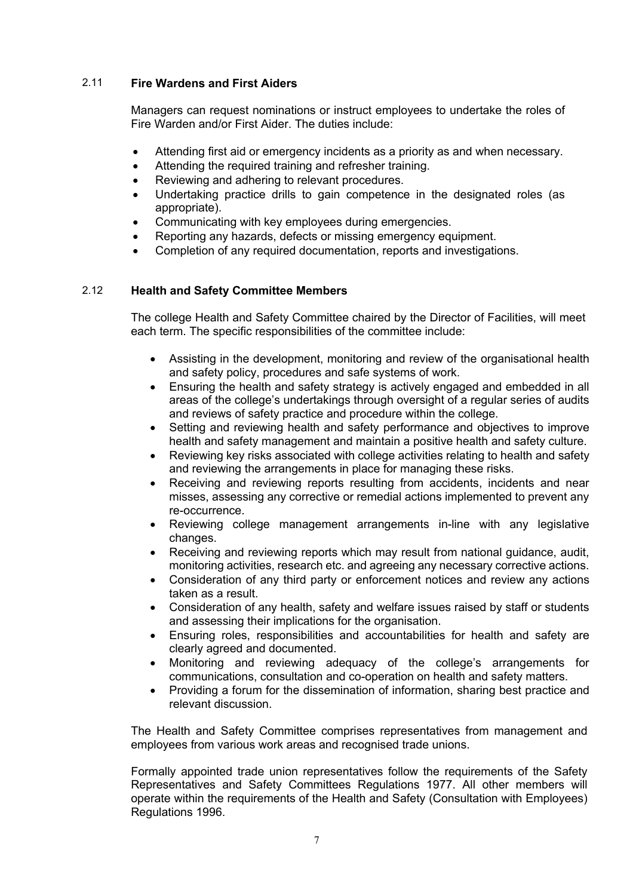### 2.11 Fire Wardens and First Aiders

Managers can request nominations or instruct employees to undertake the roles of Fire Warden and/or First Aider. The duties include:

- Attending first aid or emergency incidents as a priority as and when necessary.
- Attending the required training and refresher training.
- Reviewing and adhering to relevant procedures.
- Undertaking practice drills to gain competence in the designated roles (as appropriate).
- Communicating with key employees during emergencies.
- Reporting any hazards, defects or missing emergency equipment.
- Completion of any required documentation, reports and investigations.

### 2.12 Health and Safety Committee Members

The college Health and Safety Committee chaired by the Director of Facilities, will meet each term. The specific responsibilities of the committee include:

- Assisting in the development, monitoring and review of the organisational health and safety policy, procedures and safe systems of work.
- Ensuring the health and safety strategy is actively engaged and embedded in all areas of the college's undertakings through oversight of a regular series of audits and reviews of safety practice and procedure within the college.
- Setting and reviewing health and safety performance and objectives to improve health and safety management and maintain a positive health and safety culture.
- Reviewing key risks associated with college activities relating to health and safety and reviewing the arrangements in place for managing these risks.
- Receiving and reviewing reports resulting from accidents, incidents and near misses, assessing any corrective or remedial actions implemented to prevent any re-occurrence.
- Reviewing college management arrangements in-line with any legislative changes.
- Receiving and reviewing reports which may result from national guidance, audit, monitoring activities, research etc. and agreeing any necessary corrective actions.
- Consideration of any third party or enforcement notices and review any actions taken as a result.
- Consideration of any health, safety and welfare issues raised by staff or students and assessing their implications for the organisation.
- Ensuring roles, responsibilities and accountabilities for health and safety are clearly agreed and documented.
- Monitoring and reviewing adequacy of the college's arrangements for communications, consultation and co-operation on health and safety matters.
- Providing a forum for the dissemination of information, sharing best practice and relevant discussion.

The Health and Safety Committee comprises representatives from management and employees from various work areas and recognised trade unions.

Formally appointed trade union representatives follow the requirements of the Safety Representatives and Safety Committees Regulations 1977. All other members will operate within the requirements of the Health and Safety (Consultation with Employees) Regulations 1996.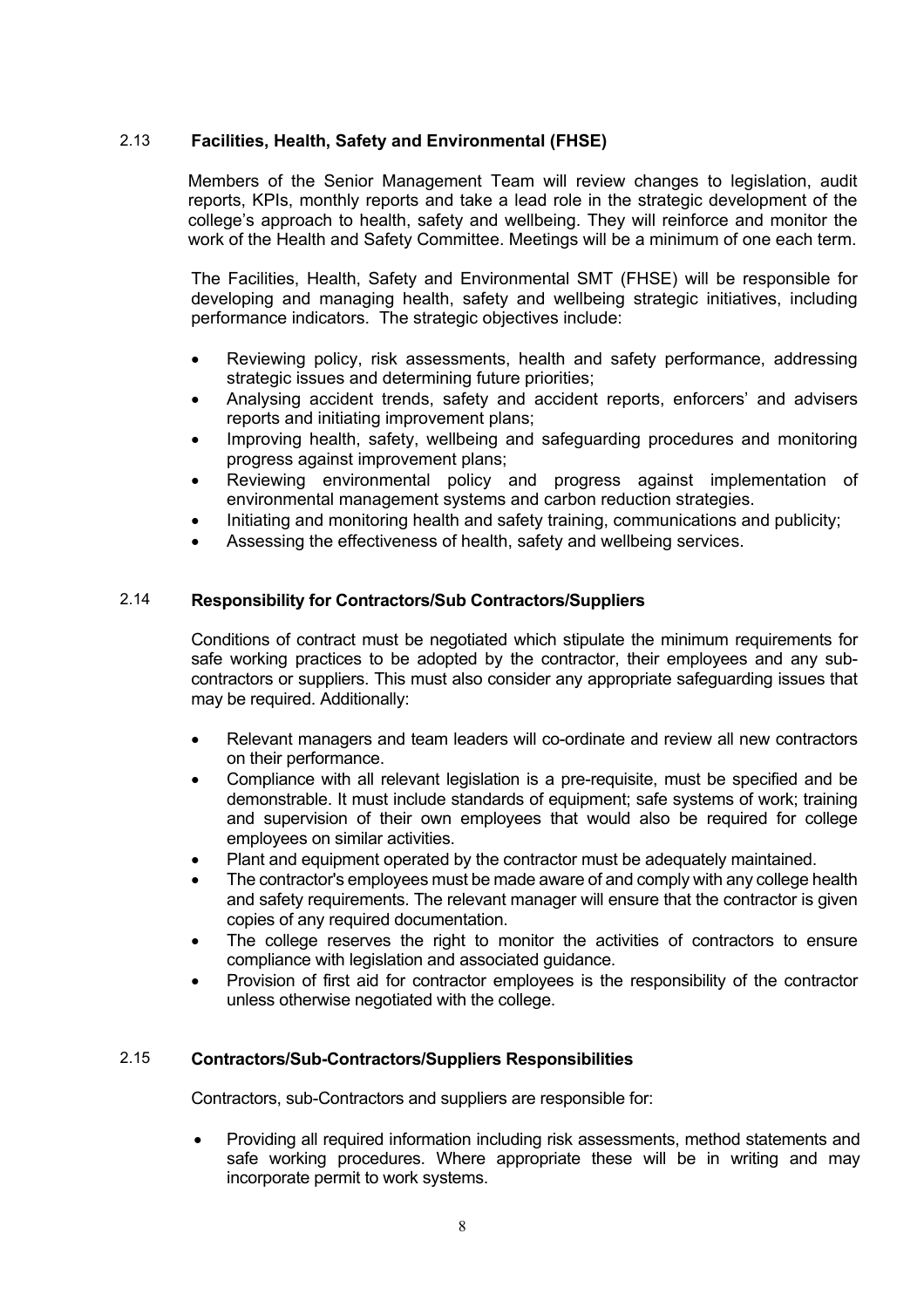## 2.13 Facilities, Health, Safety and Environmental (FHSE)

Members of the Senior Management Team will review changes to legislation, audit reports, KPIs, monthly reports and take a lead role in the strategic development of the college's approach to health, safety and wellbeing. They will reinforce and monitor the work of the Health and Safety Committee. Meetings will be a minimum of one each term.

The Facilities, Health, Safety and Environmental SMT (FHSE) will be responsible for developing and managing health, safety and wellbeing strategic initiatives, including performance indicators. The strategic objectives include:

- Reviewing policy, risk assessments, health and safety performance, addressing strategic issues and determining future priorities;
- Analysing accident trends, safety and accident reports, enforcers' and advisers reports and initiating improvement plans;
- Improving health, safety, wellbeing and safeguarding procedures and monitoring progress against improvement plans;
- Reviewing environmental policy and progress against implementation of environmental management systems and carbon reduction strategies.
- Initiating and monitoring health and safety training, communications and publicity;
- Assessing the effectiveness of health, safety and wellbeing services.

## 2.14 Responsibility for Contractors/Sub Contractors/Suppliers

Conditions of contract must be negotiated which stipulate the minimum requirements for safe working practices to be adopted by the contractor, their employees and any sub-contractors or suppliers. This must also consider any appropriate safeguarding issues that may be required. Additionally:

- Relevant managers and team leaders will co-ordinate and review all new contractors on their performance.
- Compliance with all relevant legislation is a pre-requisite, must be specified and be demonstrable. It must include standards of equipment; safe systems of work; training and supervision of their own employees that would also be required for college employees on similar activities.
- Plant and equipment operated by the contractor must be adequately maintained.
- The contractor's employees must be made aware of and comply with any college health and safety requirements. The relevant manager will ensure that the contractor is given copies of any required documentation.
- The college reserves the right to monitor the activities of contractors to ensure compliance with legislation and associated guidance.
- Provision of first aid for contractor employees is the responsibility of the contractor unless otherwise negotiated with the college.

## 2.15 Contractors/Sub-Contractors/Suppliers Responsibilities

Contractors, sub-Contractors and suppliers are responsible for:

- Providing all required information including risk assessments, method statements and safe working procedures. Where appropriate these will be in writing and may incorporate permit to work systems.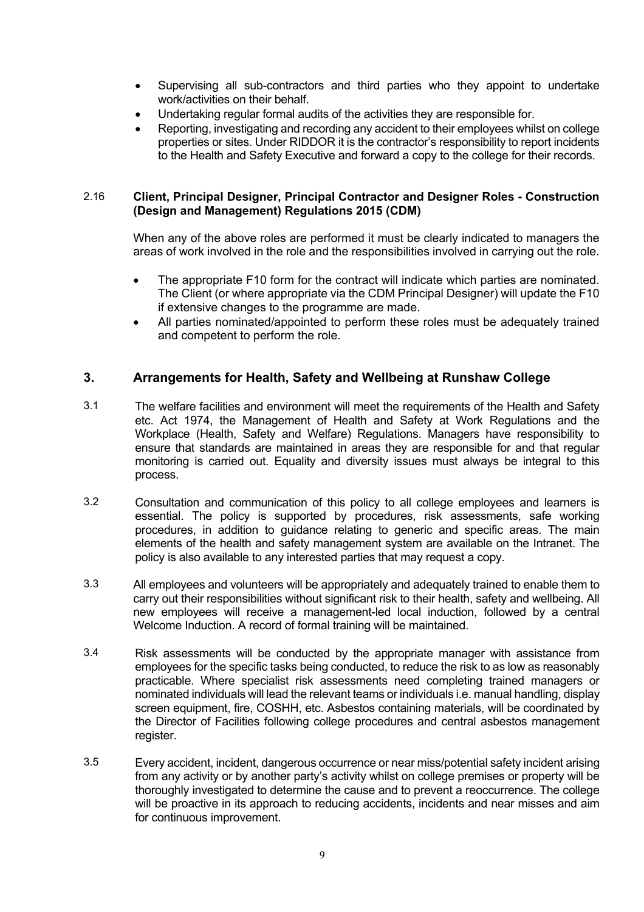- Supervising all sub-contractors and third parties who they appoint to undertake work/activities on their behalf.
- Undertaking regular formal audits of the activities they are responsible for.
- Reporting, investigating and recording any accident to their employees whilst on college properties or sites. Under RIDDOR it is the contractor's responsibility to report incidents to the Health and Safety Executive and forward a copy to the college for their records.

### 2.16 Client, Principal Designer, Principal Contractor and Designer Roles - Construction (Design and Management) Regulations 2015 (CDM)

When any of the above roles are performed it must be clearly indicated to managers the areas of work involved in the role and the responsibilities involved in carrying out the role.

- The appropriate F10 form for the contract will indicate which parties are nominated. The Client (or where appropriate via the CDM Principal Designer) will update the F10 if extensive changes to the programme are made.
- All parties nominated/appointed to perform these roles must be adequately trained and competent to perform the role.

## 3. Arrangements for Health, Safety and Wellbeing at Runshaw College

3.1 The welfare facilities and environment will meet the requirements of the Health and Safety etc. Act 1974, the Management of Health and Safety at Work Regulations and the Workplace (Health, Safety and Welfare) Regulations. Managers have responsibility to ensure that standards are maintained in areas they are responsible for and that regular monitoring is carried out. Equality and diversity issues must always be integral to this process.

3.2 Consultation and communication of this policy to all college employees and learners is essential. The policy is supported by procedures, risk assessments, safe working procedures, in addition to guidance relating to generic and specific areas. The main elements of the health and safety management system are available on the Intranet. The policy is also available to any interested parties that may request a copy.

3.3 All employees and volunteers will be appropriately and adequately trained to enable them to carry out their responsibilities without significant risk to their health, safety and wellbeing. All new employees will receive a management-led local induction, followed by a central Welcome Induction. A record of formal training will be maintained.

3.4 Risk assessments will be conducted by the appropriate manager with assistance from employees for the specific tasks being conducted, to reduce the risk to as low as reasonably practicable. Where specialist risk assessments need completing trained managers or nominated individuals will lead the relevant teams or individuals i.e. manual handling, display screen equipment, fire, COSHH, etc. Asbestos containing materials, will be coordinated by the Director of Facilities following college procedures and central asbestos management register.

3.5 Every accident, incident, dangerous occurrence or near miss/potential safety incident arising from any activity or by another party's activity whilst on college premises or property will be thoroughly investigated to determine the cause and to prevent a reoccurrence. The college will be proactive in its approach to reducing accidents, incidents and near misses and aim for continuous improvement.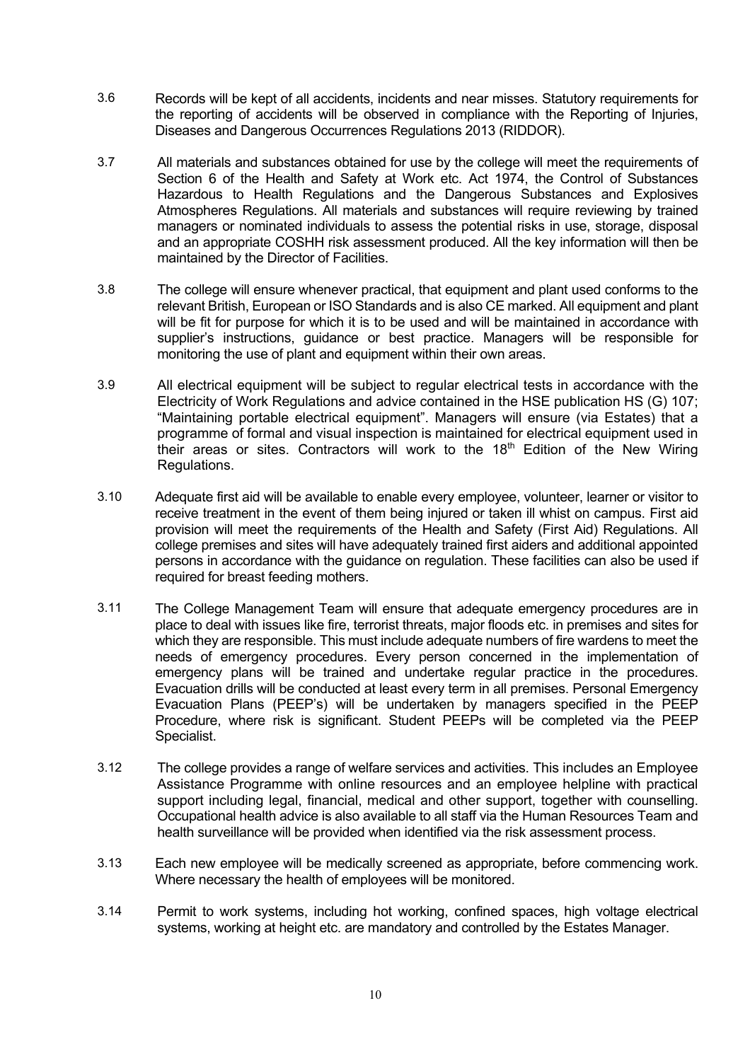3.6 Records will be kept of all accidents, incidents and near misses. Statutory requirements for the reporting of accidents will be observed in compliance with the Reporting of Injuries, Diseases and Dangerous Occurrences Regulations 2013 (RIDDOR).

3.7 All materials and substances obtained for use by the college will meet the requirements of Section 6 of the Health and Safety at Work etc. Act 1974, the Control of Substances Hazardous to Health Regulations and the Dangerous Substances and Explosives Atmospheres Regulations. All materials and substances will require reviewing by trained managers or nominated individuals to assess the potential risks in use, storage, disposal and an appropriate COSHH risk assessment produced. All the key information will then be maintained by the Director of Facilities.

3.8 The college will ensure whenever practical, that equipment and plant used conforms to the relevant British, European or ISO Standards and is also CE marked. All equipment and plant will be fit for purpose for which it is to be used and will be maintained in accordance with supplier's instructions, guidance or best practice. Managers will be responsible for monitoring the use of plant and equipment within their own areas.

3.9 All electrical equipment will be subject to regular electrical tests in accordance with the Electricity of Work Regulations and advice contained in the HSE publication HS (G) 107; "Maintaining portable electrical equipment". Managers will ensure (via Estates) that a programme of formal and visual inspection is maintained for electrical equipment used in their areas or sites. Contractors will work to the 18th Edition of the New Wiring Regulations.

3.10 Adequate first aid will be available to enable every employee, volunteer, learner or visitor to receive treatment in the event of them being injured or taken ill whist on campus. First aid provision will meet the requirements of the Health and Safety (First Aid) Regulations. All college premises and sites will have adequately trained first aiders and additional appointed persons in accordance with the guidance on regulation. These facilities can also be used if required for breast feeding mothers.

3.11 The College Management Team will ensure that adequate emergency procedures are in place to deal with issues like fire, terrorist threats, major floods etc. in premises and sites for which they are responsible. This must include adequate numbers of fire wardens to meet the needs of emergency procedures. Every person concerned in the implementation of emergency plans will be trained and undertake regular practice in the procedures. Evacuation drills will be conducted at least every term in all premises. Personal Emergency Evacuation Plans (PEEP's) will be undertaken by managers specified in the PEEP Procedure, where risk is significant. Student PEEPs will be completed via the PEEP Specialist.

3.12 The college provides a range of welfare services and activities. This includes an Employee Assistance Programme with online resources and an employee helpline with practical support including legal, financial, medical and other support, together with counselling. Occupational health advice is also available to all staff via the Human Resources Team and health surveillance will be provided when identified via the risk assessment process.

3.13 Each new employee will be medically screened as appropriate, before commencing work. Where necessary the health of employees will be monitored.

3.14 Permit to work systems, including hot working, confined spaces, high voltage electrical systems, working at height etc. are mandatory and controlled by the Estates Manager.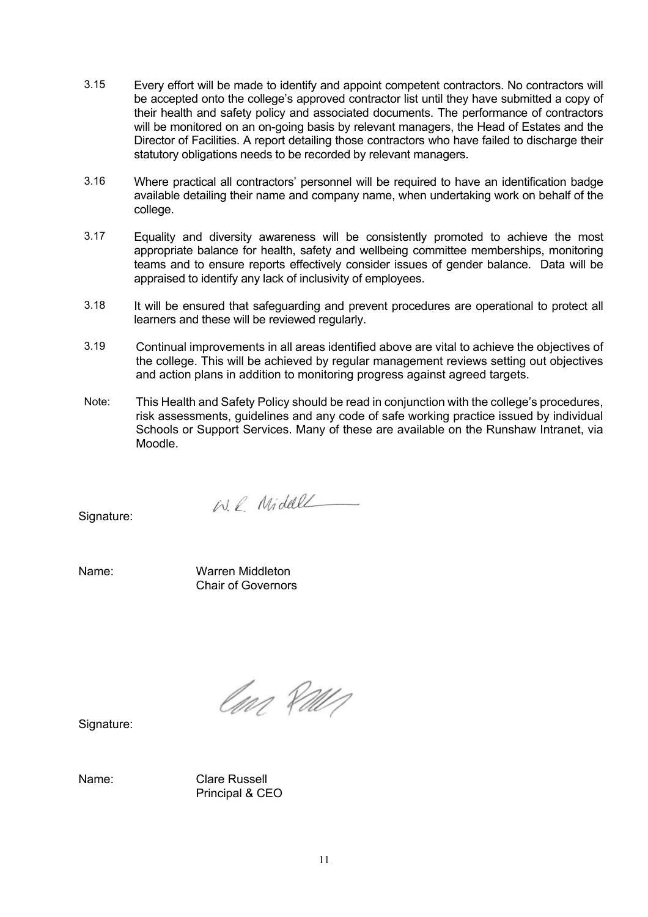3.15 Every effort will be made to identify and appoint competent contractors. No contractors will be accepted onto the college's approved contractor list until they have submitted a copy of their health and safety policy and associated documents. The performance of contractors will be monitored on an on-going basis by relevant managers, the Head of Estates and the Director of Facilities. A report detailing those contractors who have failed to discharge their statutory obligations needs to be recorded by relevant managers.

3.16 Where practical all contractors' personnel will be required to have an identification badge available detailing their name and company name, when undertaking work on behalf of the college.

3.17 Equality and diversity awareness will be consistently promoted to achieve the most appropriate balance for health, safety and wellbeing committee memberships, monitoring teams and to ensure reports effectively consider issues of gender balance. Data will be appraised to identify any lack of inclusivity of employees.

3.18 It will be ensured that safeguarding and prevent procedures are operational to protect all learners and these will be reviewed regularly.

3.19 Continual improvements in all areas identified above are vital to achieve the objectives of the college. This will be achieved by regular management reviews setting out objectives and action plans in addition to monitoring progress against agreed targets.

Note: This Health and Safety Policy should be read in conjunction with the college's procedures, risk assessments, guidelines and any code of safe working practice issued by individual Schools or Support Services. Many of these are available on the Runshaw Intranet, via Moodle.

Signature:

Name: Warren Middleton
Chair of Governors

Signature:

Name: Clare Russell
Principal & CEO